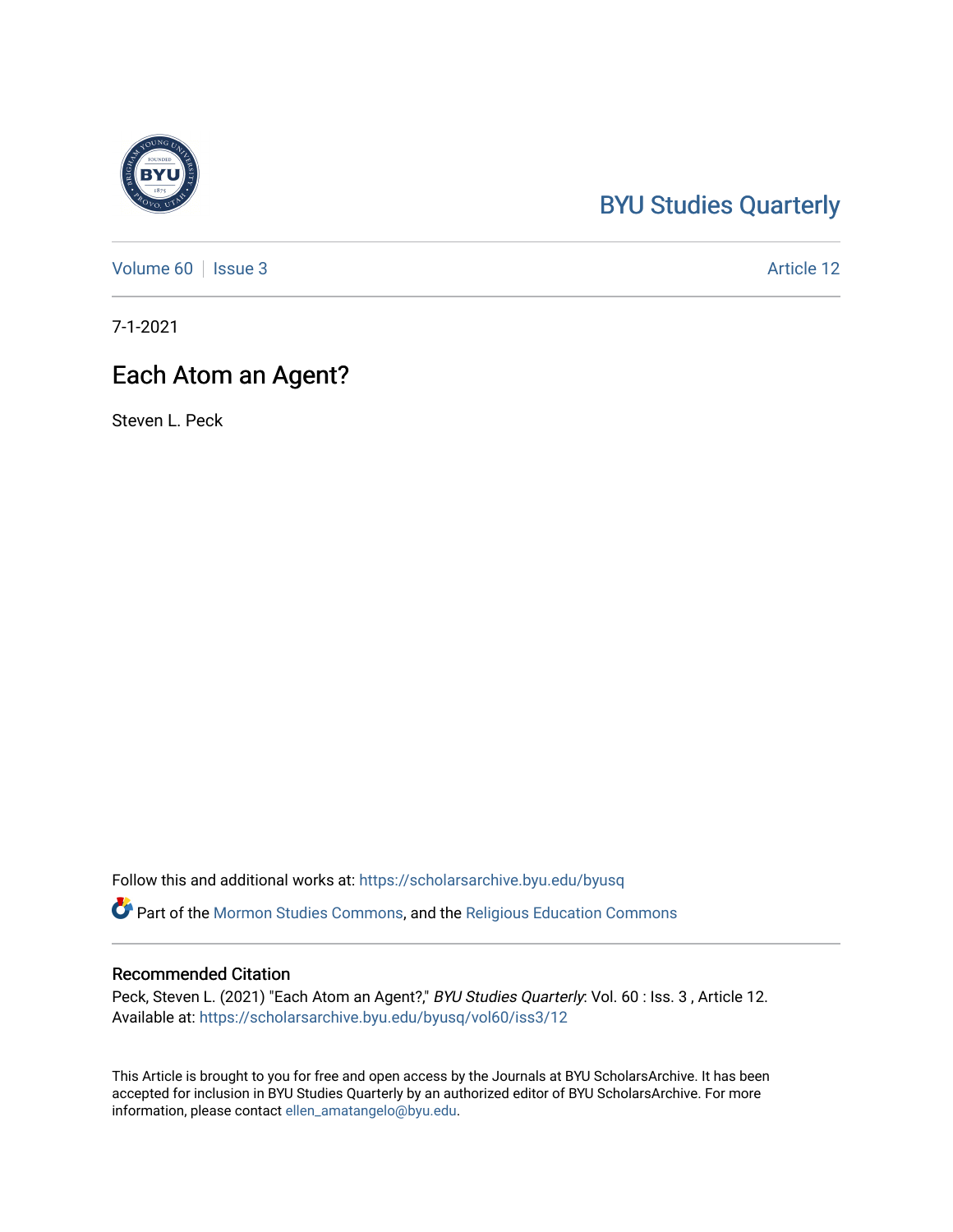# BYU Studies Quarterly

Volume 60 | Issue 3 | Article 12

7-1-2021

## Each Atom an Agent?

Steven L. Peck

Follow this and additional works at: https://scholarsarchive.byu.edu/byusq

Part of the Mormon Studies Commons, and the Religious Education Commons

### Recommended Citation

Peck, Steven L. (2021) "Each Atom an Agent?," *BYU Studies Quarterly*: Vol. 60 : Iss. 3 , Article 12.
Available at: https://scholarsarchive.byu.edu/byusq/vol60/iss3/12

This Article is brought to you for free and open access by the Journals at BYU ScholarsArchive. It has been accepted for inclusion in BYU Studies Quarterly by an authorized editor of BYU ScholarsArchive. For more information, please contact ellen_amatangelo@byu.edu.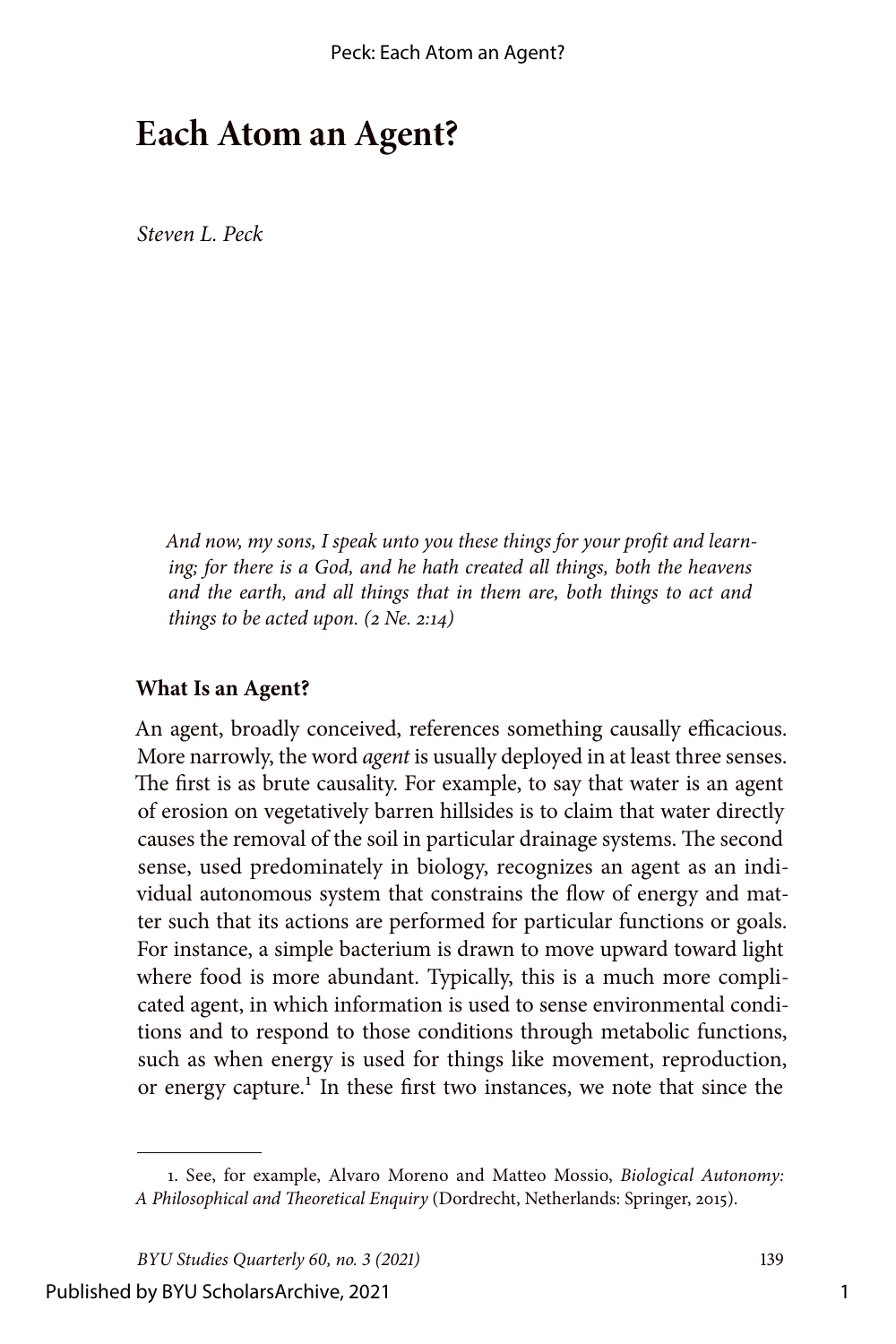# Each Atom an Agent?

*Steven L. Peck*

> *And now, my sons, I speak unto you these things for your profit and learning; for there is a God, and he hath created all things, both the heavens and the earth, and all things that in them are, both things to act and things to be acted upon. (2 Ne. 2:14)*

### What Is an Agent?

An agent, broadly conceived, references something causally efficacious. More narrowly, the word *agent* is usually deployed in at least three senses. The first is as brute causality. For example, to say that water is an agent of erosion on vegetatively barren hillsides is to claim that water directly causes the removal of the soil in particular drainage systems. The second sense, used predominately in biology, recognizes an agent as an individual autonomous system that constrains the flow of energy and matter such that its actions are performed for particular functions or goals. For instance, a simple bacterium is drawn to move upward toward light where food is more abundant. Typically, this is a much more complicated agent, in which information is used to sense environmental conditions and to respond to those conditions through metabolic functions, such as when energy is used for things like movement, reproduction, or energy capture.[1] In these first two instances, we note that since the

---

1. See, for example, Alvaro Moreno and Matteo Mossio, *Biological Autonomy: A Philosophical and Theoretical Enquiry* (Dordrecht, Netherlands: Springer, 2015).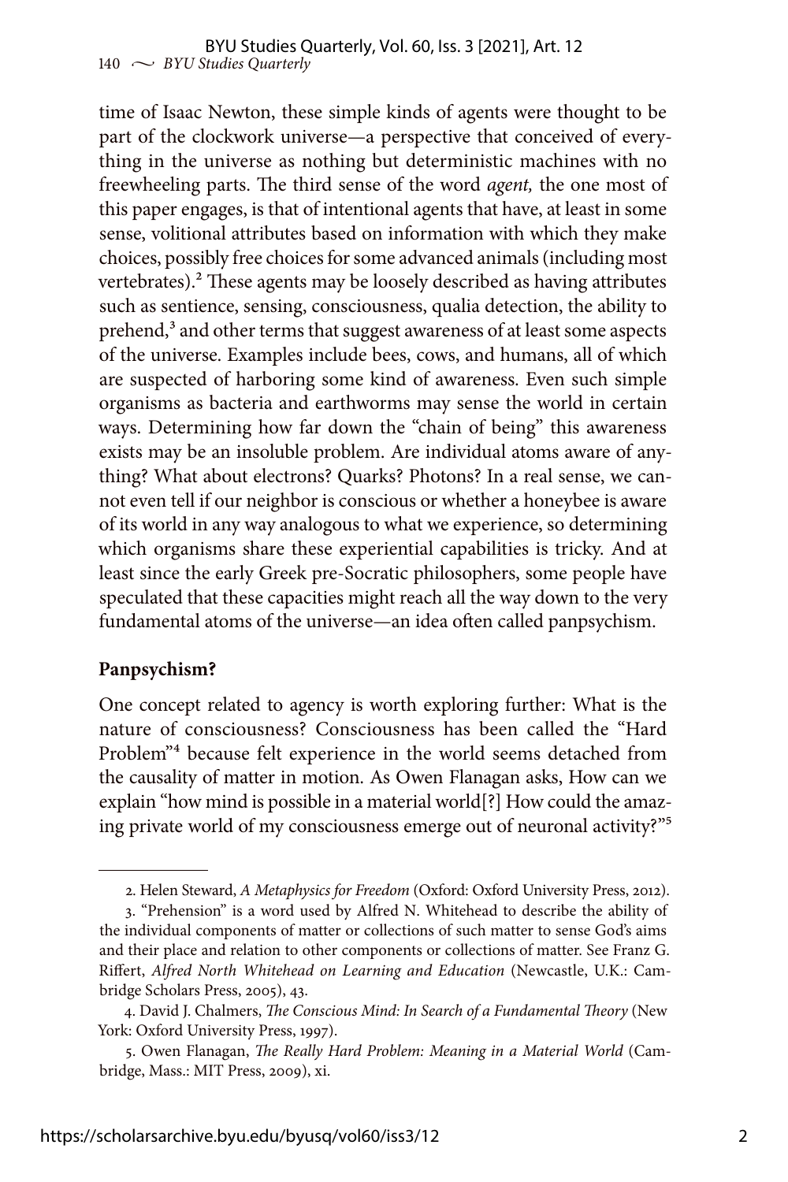time of Isaac Newton, these simple kinds of agents were thought to be part of the clockwork universe—a perspective that conceived of everything in the universe as nothing but deterministic machines with no freewheeling parts. The third sense of the word *agent,* the one most of this paper engages, is that of intentional agents that have, at least in some sense, volitional attributes based on information with which they make choices, possibly free choices for some advanced animals (including most vertebrates).[2] These agents may be loosely described as having attributes such as sentience, sensing, consciousness, qualia detection, the ability to prehend,[3] and other terms that suggest awareness of at least some aspects of the universe. Examples include bees, cows, and humans, all of which are suspected of harboring some kind of awareness. Even such simple organisms as bacteria and earthworms may sense the world in certain ways. Determining how far down the "chain of being" this awareness exists may be an insoluble problem. Are individual atoms aware of anything? What about electrons? Quarks? Photons? In a real sense, we cannot even tell if our neighbor is conscious or whether a honeybee is aware of its world in any way analogous to what we experience, so determining which organisms share these experiential capabilities is tricky. And at least since the early Greek pre-Socratic philosophers, some people have speculated that these capacities might reach all the way down to the very fundamental atoms of the universe—an idea often called panpsychism.

**Panpsychism?**

One concept related to agency is worth exploring further: What is the nature of consciousness? Consciousness has been called the "Hard Problem"[4] because felt experience in the world seems detached from the causality of matter in motion. As Owen Flanagan asks, How can we explain "how mind is possible in a material world[?] How could the amazing private world of my consciousness emerge out of neuronal activity?"[5]

---

2. Helen Steward, *A Metaphysics for Freedom* (Oxford: Oxford University Press, 2012).

3. "Prehension" is a word used by Alfred N. Whitehead to describe the ability of the individual components of matter or collections of such matter to sense God's aims and their place and relation to other components or collections of matter. See Franz G. Riffert, *Alfred North Whitehead on Learning and Education* (Newcastle, U.K.: Cambridge Scholars Press, 2005), 43.

4. David J. Chalmers, *The Conscious Mind: In Search of a Fundamental Theory* (New York: Oxford University Press, 1997).

5. Owen Flanagan, *The Really Hard Problem: Meaning in a Material World* (Cambridge, Mass.: MIT Press, 2009), xi.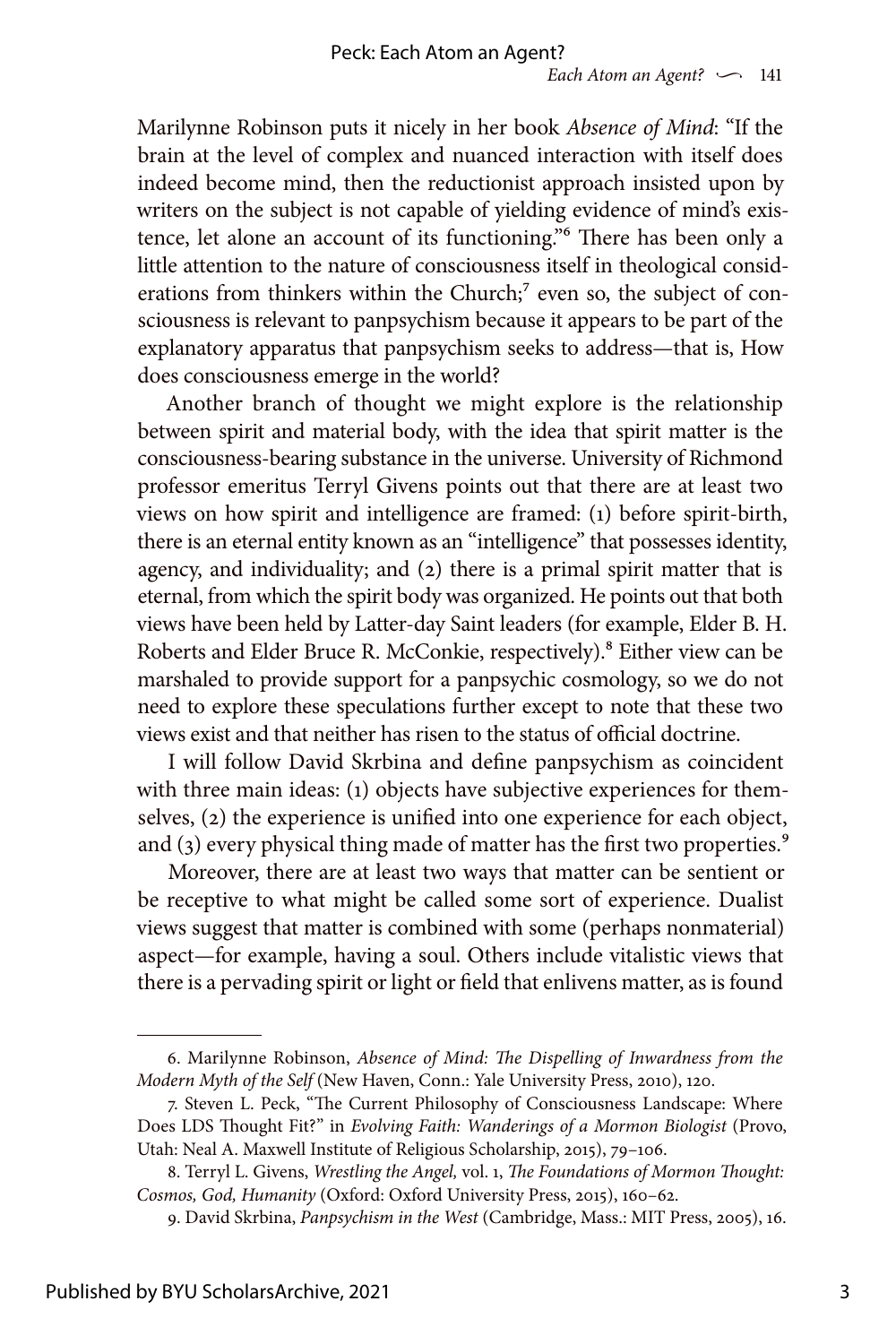Marilynne Robinson puts it nicely in her book *Absence of Mind*: "If the brain at the level of complex and nuanced interaction with itself does indeed become mind, then the reductionist approach insisted upon by writers on the subject is not capable of yielding evidence of mind's existence, let alone an account of its functioning."[6] There has been only a little attention to the nature of consciousness itself in theological considerations from thinkers within the Church;[7] even so, the subject of consciousness is relevant to panpsychism because it appears to be part of the explanatory apparatus that panpsychism seeks to address—that is, How does consciousness emerge in the world?

Another branch of thought we might explore is the relationship between spirit and material body, with the idea that spirit matter is the consciousness-bearing substance in the universe. University of Richmond professor emeritus Terryl Givens points out that there are at least two views on how spirit and intelligence are framed: (1) before spirit-birth, there is an eternal entity known as an "intelligence" that possesses identity, agency, and individuality; and (2) there is a primal spirit matter that is eternal, from which the spirit body was organized. He points out that both views have been held by Latter-day Saint leaders (for example, Elder B. H. Roberts and Elder Bruce R. McConkie, respectively).[8] Either view can be marshaled to provide support for a panpsychic cosmology, so we do not need to explore these speculations further except to note that these two views exist and that neither has risen to the status of official doctrine.

I will follow David Skrbina and define panpsychism as coincident with three main ideas: (1) objects have subjective experiences for themselves, (2) the experience is unified into one experience for each object, and (3) every physical thing made of matter has the first two properties.[9]

Moreover, there are at least two ways that matter can be sentient or be receptive to what might be called some sort of experience. Dualist views suggest that matter is combined with some (perhaps nonmaterial) aspect—for example, having a soul. Others include vitalistic views that there is a pervading spirit or light or field that enlivens matter, as is found

---

6. Marilynne Robinson, *Absence of Mind: The Dispelling of Inwardness from the Modern Myth of the Self* (New Haven, Conn.: Yale University Press, 2010), 120.

7. Steven L. Peck, "The Current Philosophy of Consciousness Landscape: Where Does LDS Thought Fit?" in *Evolving Faith: Wanderings of a Mormon Biologist* (Provo, Utah: Neal A. Maxwell Institute of Religious Scholarship, 2015), 79–106.

8. Terryl L. Givens, *Wrestling the Angel*, vol. 1, *The Foundations of Mormon Thought: Cosmos, God, Humanity* (Oxford: Oxford University Press, 2015), 160–62.

9. David Skrbina, *Panpsychism in the West* (Cambridge, Mass.: MIT Press, 2005), 16.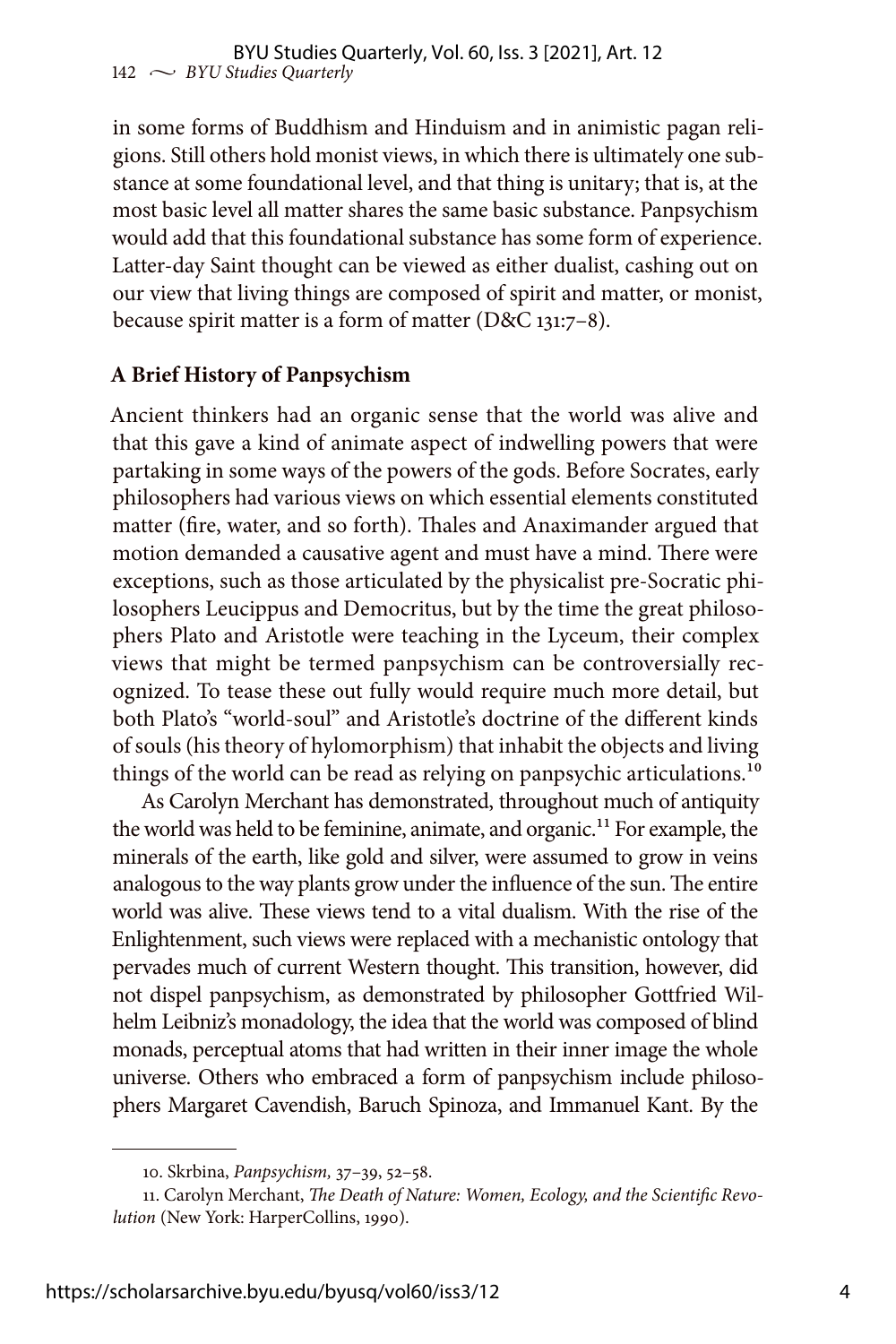in some forms of Buddhism and Hinduism and in animistic pagan religions. Still others hold monist views, in which there is ultimately one substance at some foundational level, and that thing is unitary; that is, at the most basic level all matter shares the same basic substance. Panpsychism would add that this foundational substance has some form of experience. Latter-day Saint thought can be viewed as either dualist, cashing out on our view that living things are composed of spirit and matter, or monist, because spirit matter is a form of matter (D&C 131:7–8).

**A Brief History of Panpsychism**

Ancient thinkers had an organic sense that the world was alive and that this gave a kind of animate aspect of indwelling powers that were partaking in some ways of the powers of the gods. Before Socrates, early philosophers had various views on which essential elements constituted matter (fire, water, and so forth). Thales and Anaximander argued that motion demanded a causative agent and must have a mind. There were exceptions, such as those articulated by the physicalist pre-Socratic philosophers Leucippus and Democritus, but by the time the great philosophers Plato and Aristotle were teaching in the Lyceum, their complex views that might be termed panpsychism can be controversially recognized. To tease these out fully would require much more detail, but both Plato's "world-soul" and Aristotle's doctrine of the different kinds of souls (his theory of hylomorphism) that inhabit the objects and living things of the world can be read as relying on panpsychic articulations.[10]

As Carolyn Merchant has demonstrated, throughout much of antiquity the world was held to be feminine, animate, and organic.[11] For example, the minerals of the earth, like gold and silver, were assumed to grow in veins analogous to the way plants grow under the influence of the sun. The entire world was alive. These views tend to a vital dualism. With the rise of the Enlightenment, such views were replaced with a mechanistic ontology that pervades much of current Western thought. This transition, however, did not dispel panpsychism, as demonstrated by philosopher Gottfried Wilhelm Leibniz's monadology, the idea that the world was composed of blind monads, perceptual atoms that had written in their inner image the whole universe. Others who embraced a form of panpsychism include philosophers Margaret Cavendish, Baruch Spinoza, and Immanuel Kant. By the

---

10. Skrbina, *Panpsychism,* 37–39, 52–58.

11. Carolyn Merchant, *The Death of Nature: Women, Ecology, and the Scientific Revolution* (New York: HarperCollins, 1990).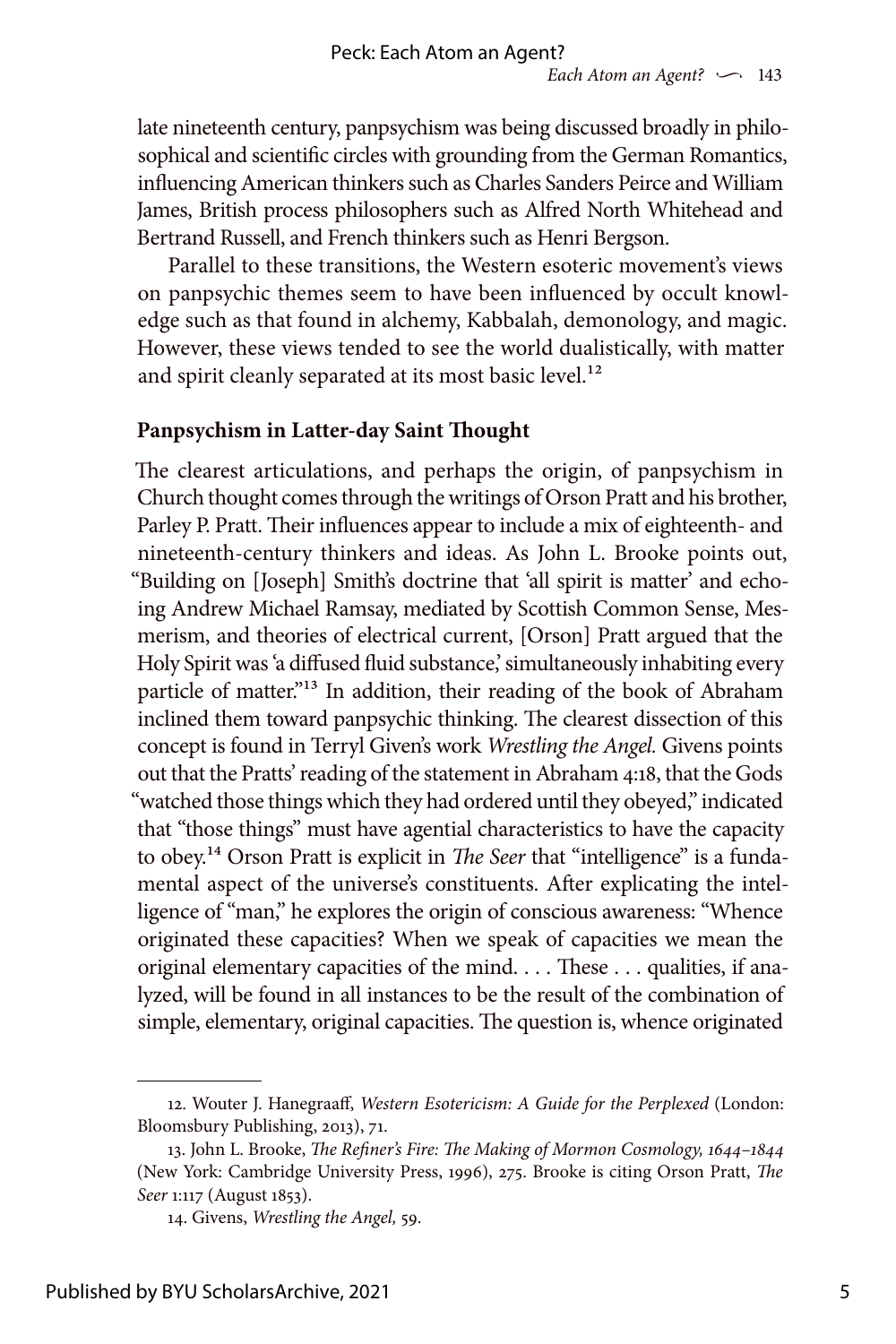late nineteenth century, panpsychism was being discussed broadly in philosophical and scientific circles with grounding from the German Romantics, influencing American thinkers such as Charles Sanders Peirce and William James, British process philosophers such as Alfred North Whitehead and Bertrand Russell, and French thinkers such as Henri Bergson.

Parallel to these transitions, the Western esoteric movement's views on panpsychic themes seem to have been influenced by occult knowledge such as that found in alchemy, Kabbalah, demonology, and magic. However, these views tended to see the world dualistically, with matter and spirit cleanly separated at its most basic level.[12]

### Panpsychism in Latter-day Saint Thought

The clearest articulations, and perhaps the origin, of panpsychism in Church thought comes through the writings of Orson Pratt and his brother, Parley P. Pratt. Their influences appear to include a mix of eighteenth- and nineteenth-century thinkers and ideas. As John L. Brooke points out, "Building on [Joseph] Smith's doctrine that 'all spirit is matter' and echoing Andrew Michael Ramsay, mediated by Scottish Common Sense, Mesmerism, and theories of electrical current, [Orson] Pratt argued that the Holy Spirit was 'a diffused fluid substance,' simultaneously inhabiting every particle of matter."[13] In addition, their reading of the book of Abraham inclined them toward panpsychic thinking. The clearest dissection of this concept is found in Terryl Given's work *Wrestling the Angel.* Givens points out that the Pratts' reading of the statement in Abraham 4:18, that the Gods "watched those things which they had ordered until they obeyed," indicated that "those things" must have agential characteristics to have the capacity to obey.[14] Orson Pratt is explicit in *The Seer* that "intelligence" is a fundamental aspect of the universe's constituents. After explicating the intelligence of "man," he explores the origin of conscious awareness: "Whence originated these capacities? When we speak of capacities we mean the original elementary capacities of the mind. . . . These . . . qualities, if analyzed, will be found in all instances to be the result of the combination of simple, elementary, original capacities. The question is, whence originated

12. Wouter J. Hanegraaff, *Western Esotericism: A Guide for the Perplexed* (London: Bloomsbury Publishing, 2013), 71.

13. John L. Brooke, *The Refiner's Fire: The Making of Mormon Cosmology, 1644–1844* (New York: Cambridge University Press, 1996), 275. Brooke is citing Orson Pratt, *The Seer* 1:117 (August 1853).

14. Givens, *Wrestling the Angel,* 59.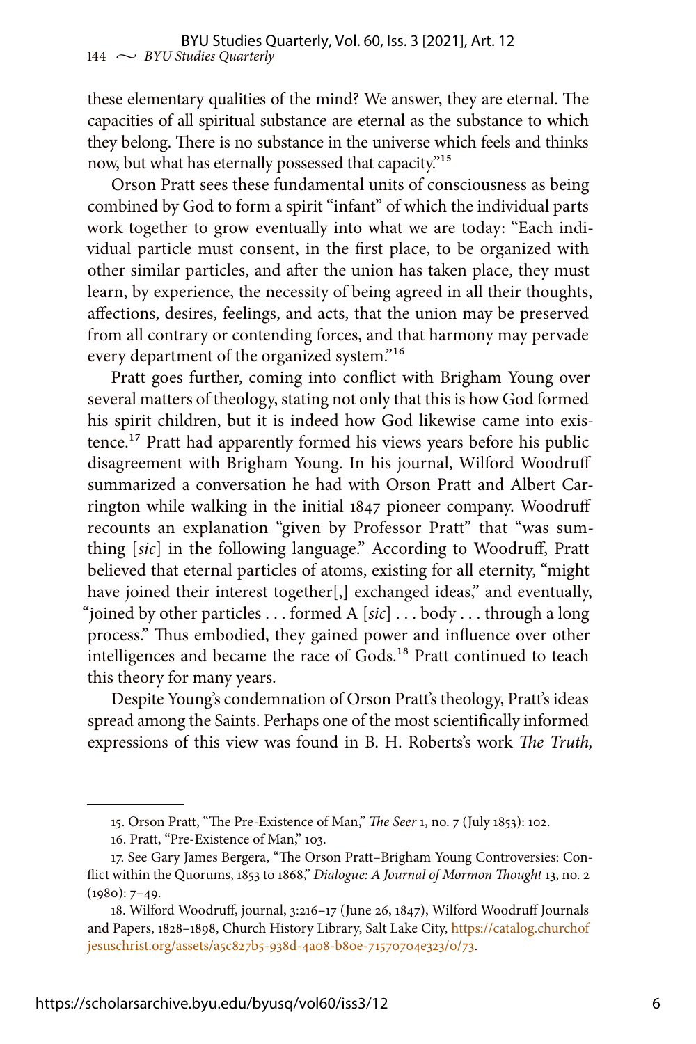these elementary qualities of the mind? We answer, they are eternal. The capacities of all spiritual substance are eternal as the substance to which they belong. There is no substance in the universe which feels and thinks now, but what has eternally possessed that capacity."[15]

Orson Pratt sees these fundamental units of consciousness as being combined by God to form a spirit "infant" of which the individual parts work together to grow eventually into what we are today: "Each individual particle must consent, in the first place, to be organized with other similar particles, and after the union has taken place, they must learn, by experience, the necessity of being agreed in all their thoughts, affections, desires, feelings, and acts, that the union may be preserved from all contrary or contending forces, and that harmony may pervade every department of the organized system."[16]

Pratt goes further, coming into conflict with Brigham Young over several matters of theology, stating not only that this is how God formed his spirit children, but it is indeed how God likewise came into existence.[17] Pratt had apparently formed his views years before his public disagreement with Brigham Young. In his journal, Wilford Woodruff summarized a conversation he had with Orson Pratt and Albert Carrington while walking in the initial 1847 pioneer company. Woodruff recounts an explanation "given by Professor Pratt" that "was sumthing [*sic*] in the following language." According to Woodruff, Pratt believed that eternal particles of atoms, existing for all eternity, "might have joined their interest together[,] exchanged ideas," and eventually, "joined by other particles . . . formed A [*sic*] . . . body . . . through a long process." Thus embodied, they gained power and influence over other intelligences and became the race of Gods.[18] Pratt continued to teach this theory for many years.

Despite Young's condemnation of Orson Pratt's theology, Pratt's ideas spread among the Saints. Perhaps one of the most scientifically informed expressions of this view was found in B. H. Roberts's work *The Truth,*

---

15. Orson Pratt, "The Pre-Existence of Man," *The Seer* 1, no. 7 (July 1853): 102.

16. Pratt, "Pre-Existence of Man," 103.

17. See Gary James Bergera, "The Orson Pratt–Brigham Young Controversies: Conflict within the Quorums, 1853 to 1868," *Dialogue: A Journal of Mormon Thought* 13, no. 2 (1980): 7–49.

18. Wilford Woodruff, journal, 3:216–17 (June 26, 1847), Wilford Woodruff Journals and Papers, 1828–1898, Church History Library, Salt Lake City, https://catalog.churchofjesuschrist.org/assets/a5c827b5-938d-4a08-b80e-71570704e323/0/73.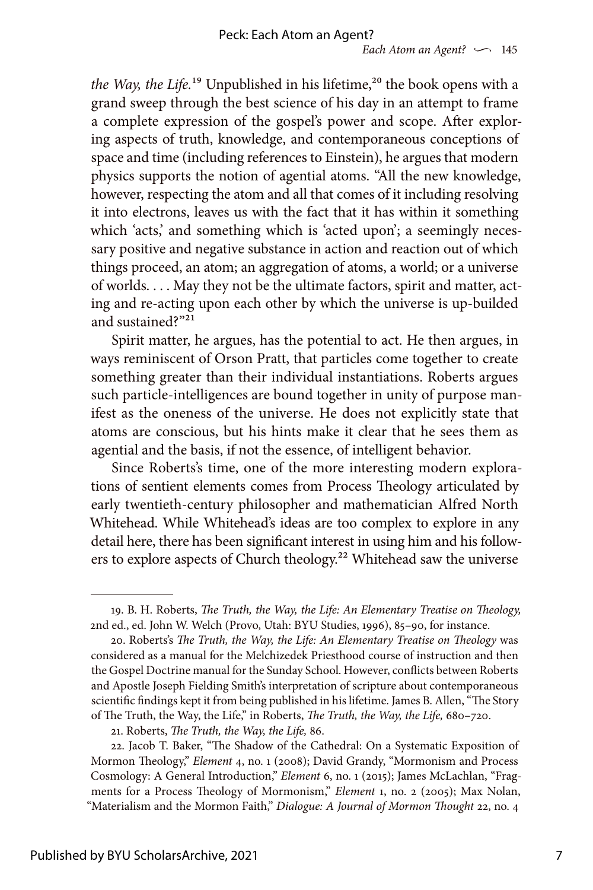*the Way, the Life.*[19] Unpublished in his lifetime,[20] the book opens with a grand sweep through the best science of his day in an attempt to frame a complete expression of the gospel's power and scope. After exploring aspects of truth, knowledge, and contemporaneous conceptions of space and time (including references to Einstein), he argues that modern physics supports the notion of agential atoms. "All the new knowledge, however, respecting the atom and all that comes of it including resolving it into electrons, leaves us with the fact that it has within it something which 'acts,' and something which is 'acted upon'; a seemingly necessary positive and negative substance in action and reaction out of which things proceed, an atom; an aggregation of atoms, a world; or a universe of worlds. . . . May they not be the ultimate factors, spirit and matter, acting and re-acting upon each other by which the universe is up-builded and sustained?"[21]

Spirit matter, he argues, has the potential to act. He then argues, in ways reminiscent of Orson Pratt, that particles come together to create something greater than their individual instantiations. Roberts argues such particle-intelligences are bound together in unity of purpose manifest as the oneness of the universe. He does not explicitly state that atoms are conscious, but his hints make it clear that he sees them as agential and the basis, if not the essence, of intelligent behavior.

Since Roberts's time, one of the more interesting modern explorations of sentient elements comes from Process Theology articulated by early twentieth-century philosopher and mathematician Alfred North Whitehead. While Whitehead's ideas are too complex to explore in any detail here, there has been significant interest in using him and his followers to explore aspects of Church theology.[22] Whitehead saw the universe

---

19. B. H. Roberts, *The Truth, the Way, the Life: An Elementary Treatise on Theology,* 2nd ed., ed. John W. Welch (Provo, Utah: BYU Studies, 1996), 85–90, for instance.

20. Roberts's *The Truth, the Way, the Life: An Elementary Treatise on Theology* was considered as a manual for the Melchizedek Priesthood course of instruction and then the Gospel Doctrine manual for the Sunday School. However, conflicts between Roberts and Apostle Joseph Fielding Smith's interpretation of scripture about contemporaneous scientific findings kept it from being published in his lifetime. James B. Allen, "The Story of The Truth, the Way, the Life," in Roberts, *The Truth, the Way, the Life,* 680–720.

21. Roberts, *The Truth, the Way, the Life,* 86.

22. Jacob T. Baker, "The Shadow of the Cathedral: On a Systematic Exposition of Mormon Theology," *Element* 4, no. 1 (2008); David Grandy, "Mormonism and Process Cosmology: A General Introduction," *Element* 6, no. 1 (2015); James McLachlan, "Fragments for a Process Theology of Mormonism," *Element* 1, no. 2 (2005); Max Nolan, "Materialism and the Mormon Faith," *Dialogue: A Journal of Mormon Thought* 22, no. 4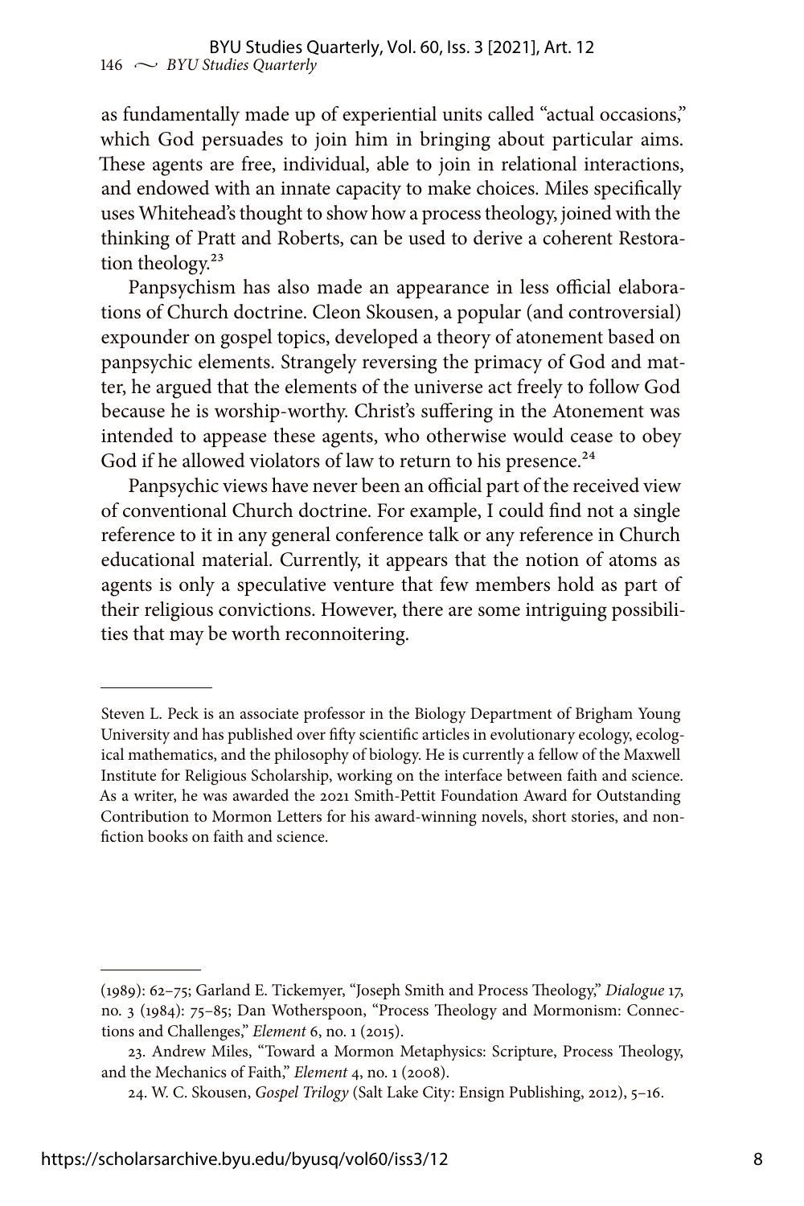as fundamentally made up of experiential units called "actual occasions," which God persuades to join him in bringing about particular aims. These agents are free, individual, able to join in relational interactions, and endowed with an innate capacity to make choices. Miles specifically uses Whitehead's thought to show how a process theology, joined with the thinking of Pratt and Roberts, can be used to derive a coherent Restoration theology.[23]

Panpsychism has also made an appearance in less official elaborations of Church doctrine. Cleon Skousen, a popular (and controversial) expounder on gospel topics, developed a theory of atonement based on panpsychic elements. Strangely reversing the primacy of God and matter, he argued that the elements of the universe act freely to follow God because he is worship-worthy. Christ's suffering in the Atonement was intended to appease these agents, who otherwise would cease to obey God if he allowed violators of law to return to his presence.[24]

Panpsychic views have never been an official part of the received view of conventional Church doctrine. For example, I could find not a single reference to it in any general conference talk or any reference in Church educational material. Currently, it appears that the notion of atoms as agents is only a speculative venture that few members hold as part of their religious convictions. However, there are some intriguing possibilities that may be worth reconnoitering.

---

Steven L. Peck is an associate professor in the Biology Department of Brigham Young University and has published over fifty scientific articles in evolutionary ecology, ecological mathematics, and the philosophy of biology. He is currently a fellow of the Maxwell Institute for Religious Scholarship, working on the interface between faith and science. As a writer, he was awarded the 2021 Smith-Pettit Foundation Award for Outstanding Contribution to Mormon Letters for his award-winning novels, short stories, and nonfiction books on faith and science.

---

(1989): 62–75; Garland E. Tickemyer, "Joseph Smith and Process Theology," *Dialogue* 17, no. 3 (1984): 75–85; Dan Wotherspoon, "Process Theology and Mormonism: Connections and Challenges," *Element* 6, no. 1 (2015).

23. Andrew Miles, "Toward a Mormon Metaphysics: Scripture, Process Theology, and the Mechanics of Faith," *Element* 4, no. 1 (2008).

24. W. C. Skousen, *Gospel Trilogy* (Salt Lake City: Ensign Publishing, 2012), 5–16.